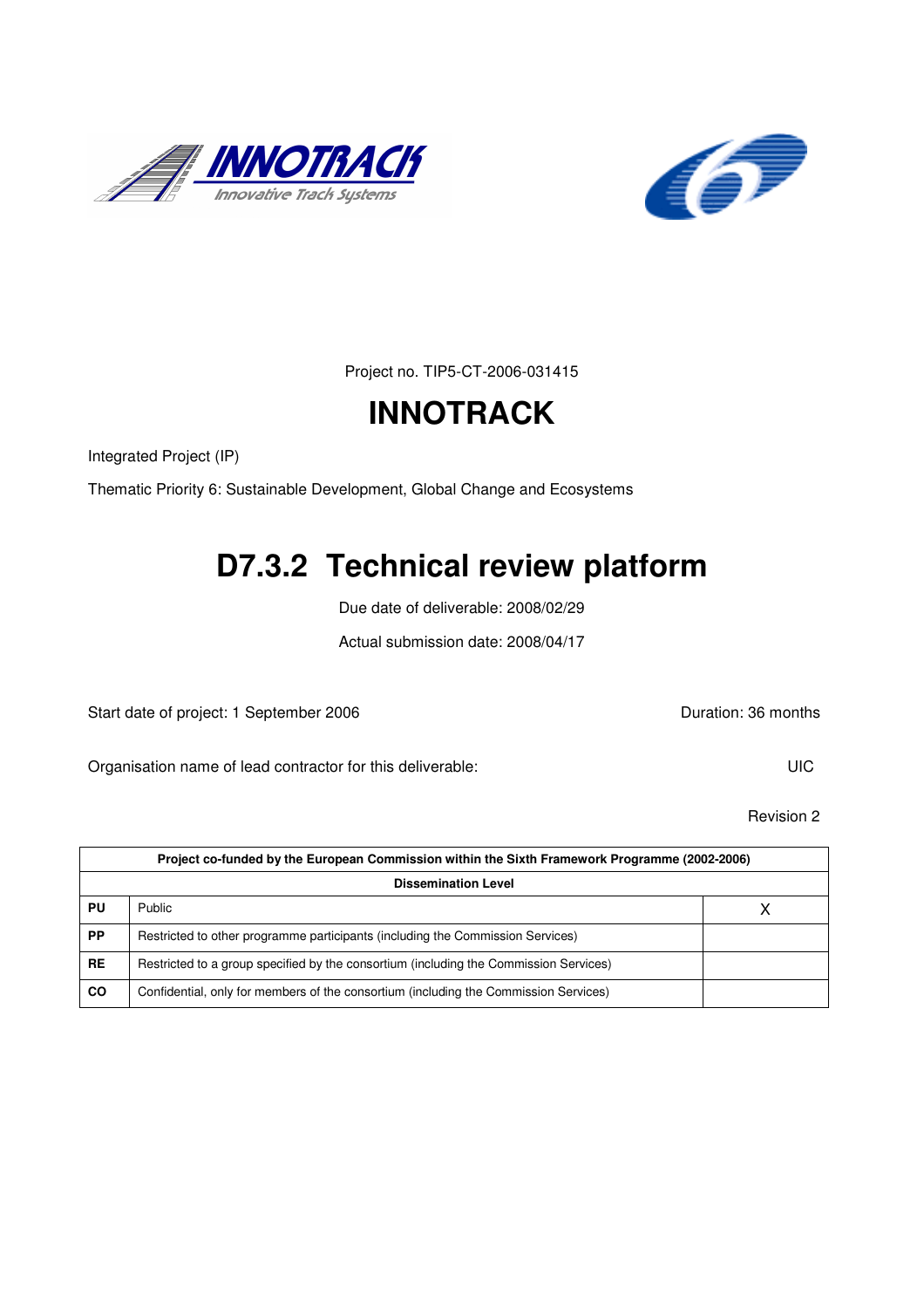Project no. TIP5-CT-2006-031415

# INNOTRACK

Integrated Project (IP)

Thematic Priority 6: Sustainable Development, Global Change and Ecosystems

# D7.3.2 Technical review platform

Due date of deliverable: 2008/02/29

Actual submission date: 2008/04/17

Start date of project: 1 September 2006 Duration: 36 months

Organisation name of lead contractor for this deliverable: UIC

Revision 2

| Project co-funded by the European Commission within the Sixth Framework Programme (2002-2006) | | |
|---|---|---|
| **Dissemination Level** | | |
| **PU** | Public | X |
| **PP** | Restricted to other programme participants (including the Commission Services) | |
| **RE** | Restricted to a group specified by the consortium (including the Commission Services) | |
| **CO** | Confidential, only for members of the consortium (including the Commission Services) | |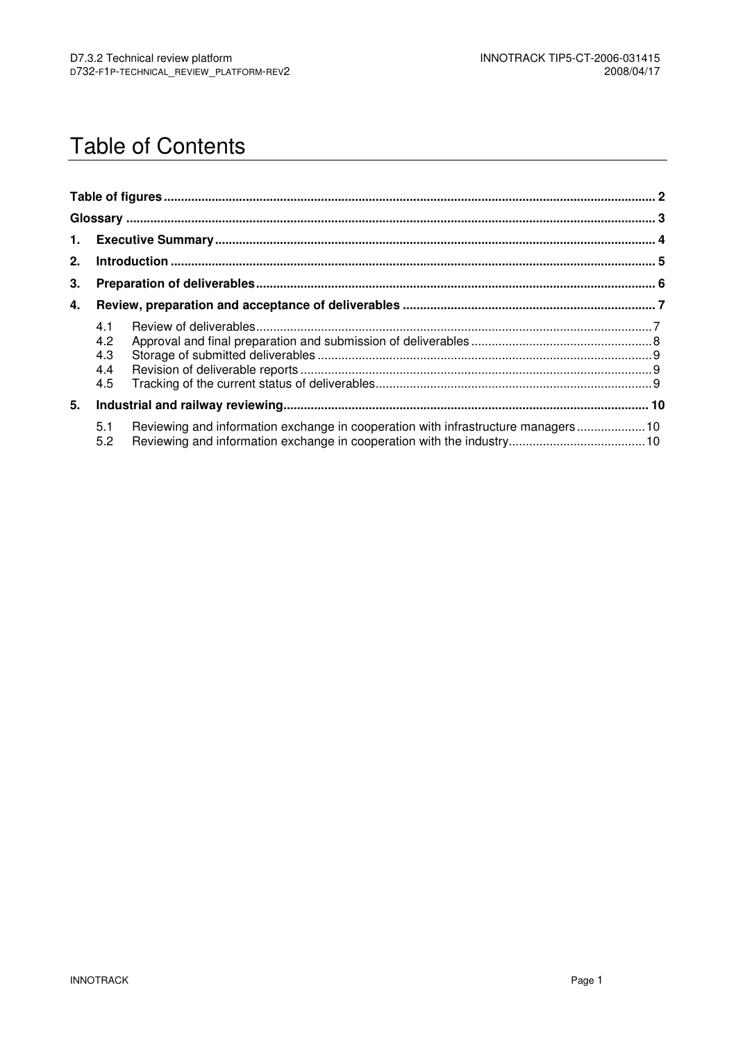# Table of Contents

**Table of figures** ........ 2

**Glossary** ........ 3

**1. Executive Summary** ........ 4

**2. Introduction** ........ 5

**3. Preparation of deliverables** ........ 6

**4. Review, preparation and acceptance of deliverables** ........ 7

- 4.1 Review of deliverables ........ 7
- 4.2 Approval and final preparation and submission of deliverables ........ 8
- 4.3 Storage of submitted deliverables ........ 9
- 4.4 Revision of deliverable reports ........ 9
- 4.5 Tracking of the current status of deliverables ........ 9

**5. Industrial and railway reviewing** ........ 10

- 5.1 Reviewing and information exchange in cooperation with infrastructure managers ........ 10
- 5.2 Reviewing and information exchange in cooperation with the industry ........ 10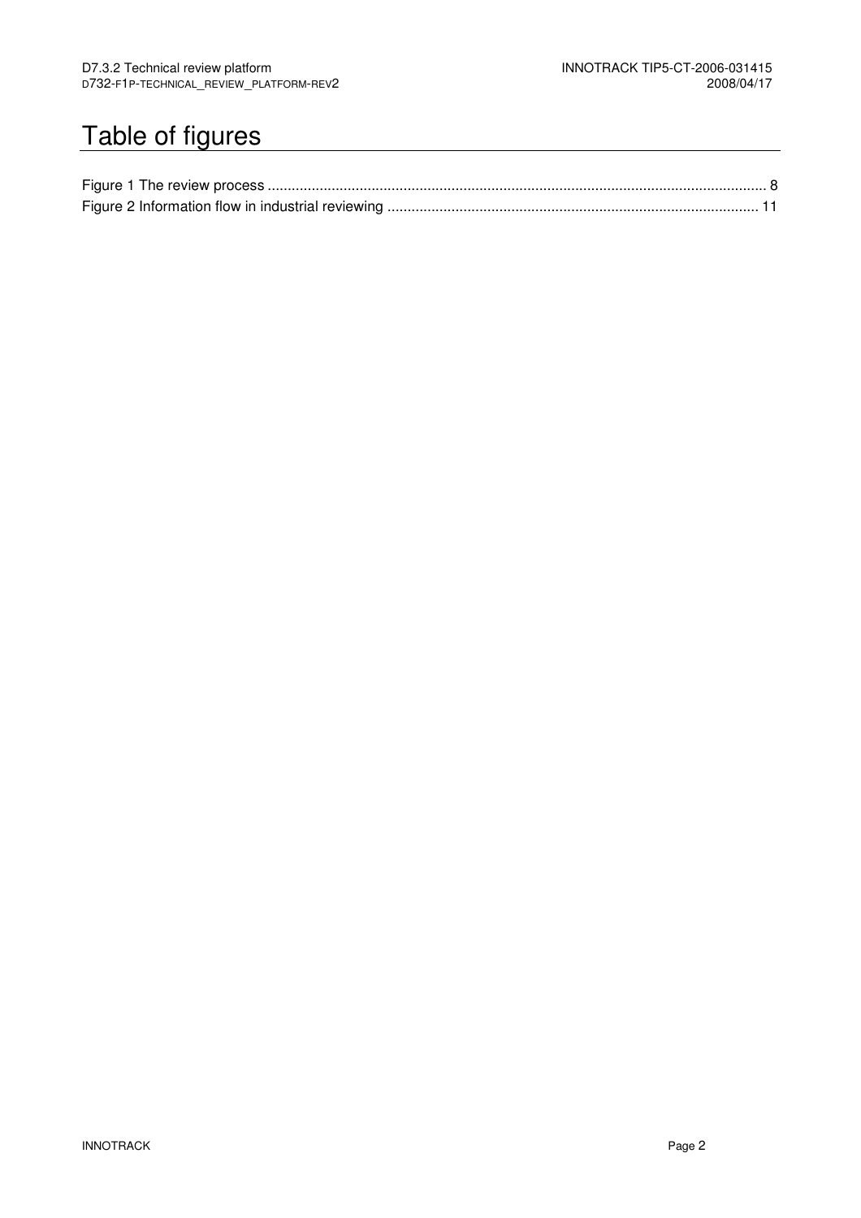# Table of figures

Figure 1 The review process ........................................................................................................................... 8
Figure 2 Information flow in industrial reviewing ........................................................................................... 11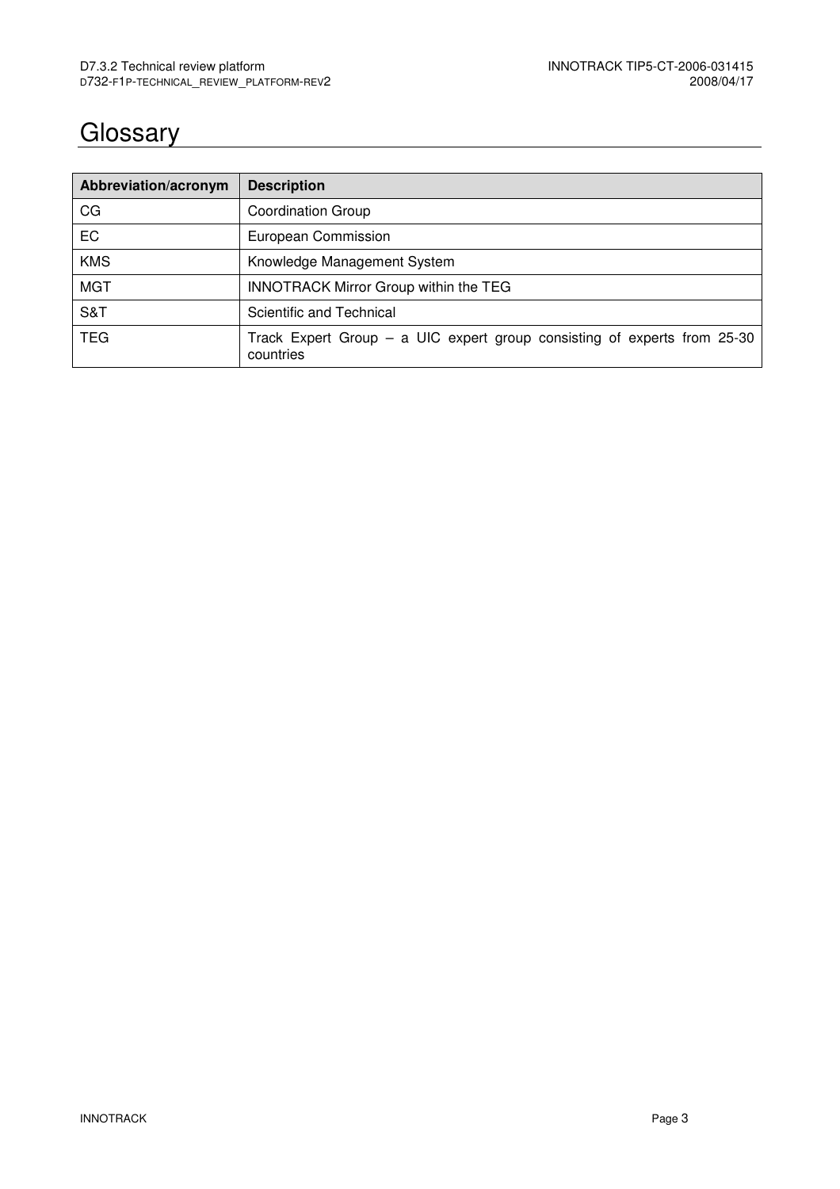# Glossary

| Abbreviation/acronym | Description |
|---|---|
| CG | Coordination Group |
| EC | European Commission |
| KMS | Knowledge Management System |
| MGT | INNOTRACK Mirror Group within the TEG |
| S&T | Scientific and Technical |
| TEG | Track Expert Group – a UIC expert group consisting of experts from 25-30 countries |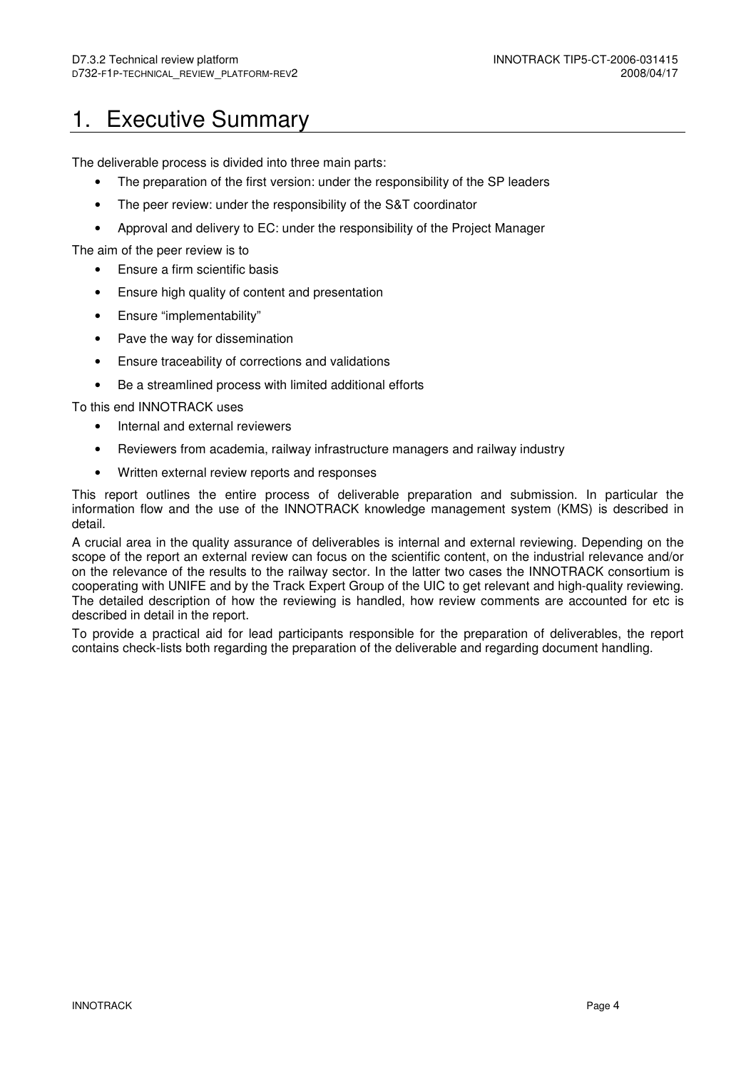# 1. Executive Summary

The deliverable process is divided into three main parts:

- The preparation of the first version: under the responsibility of the SP leaders
- The peer review: under the responsibility of the S&T coordinator
- Approval and delivery to EC: under the responsibility of the Project Manager

The aim of the peer review is to

- Ensure a firm scientific basis
- Ensure high quality of content and presentation
- Ensure "implementability"
- Pave the way for dissemination
- Ensure traceability of corrections and validations
- Be a streamlined process with limited additional efforts

To this end INNOTRACK uses

- Internal and external reviewers
- Reviewers from academia, railway infrastructure managers and railway industry
- Written external review reports and responses

This report outlines the entire process of deliverable preparation and submission. In particular the information flow and the use of the INNOTRACK knowledge management system (KMS) is described in detail.

A crucial area in the quality assurance of deliverables is internal and external reviewing. Depending on the scope of the report an external review can focus on the scientific content, on the industrial relevance and/or on the relevance of the results to the railway sector. In the latter two cases the INNOTRACK consortium is cooperating with UNIFE and by the Track Expert Group of the UIC to get relevant and high-quality reviewing. The detailed description of how the reviewing is handled, how review comments are accounted for etc is described in detail in the report.

To provide a practical aid for lead participants responsible for the preparation of deliverables, the report contains check-lists both regarding the preparation of the deliverable and regarding document handling.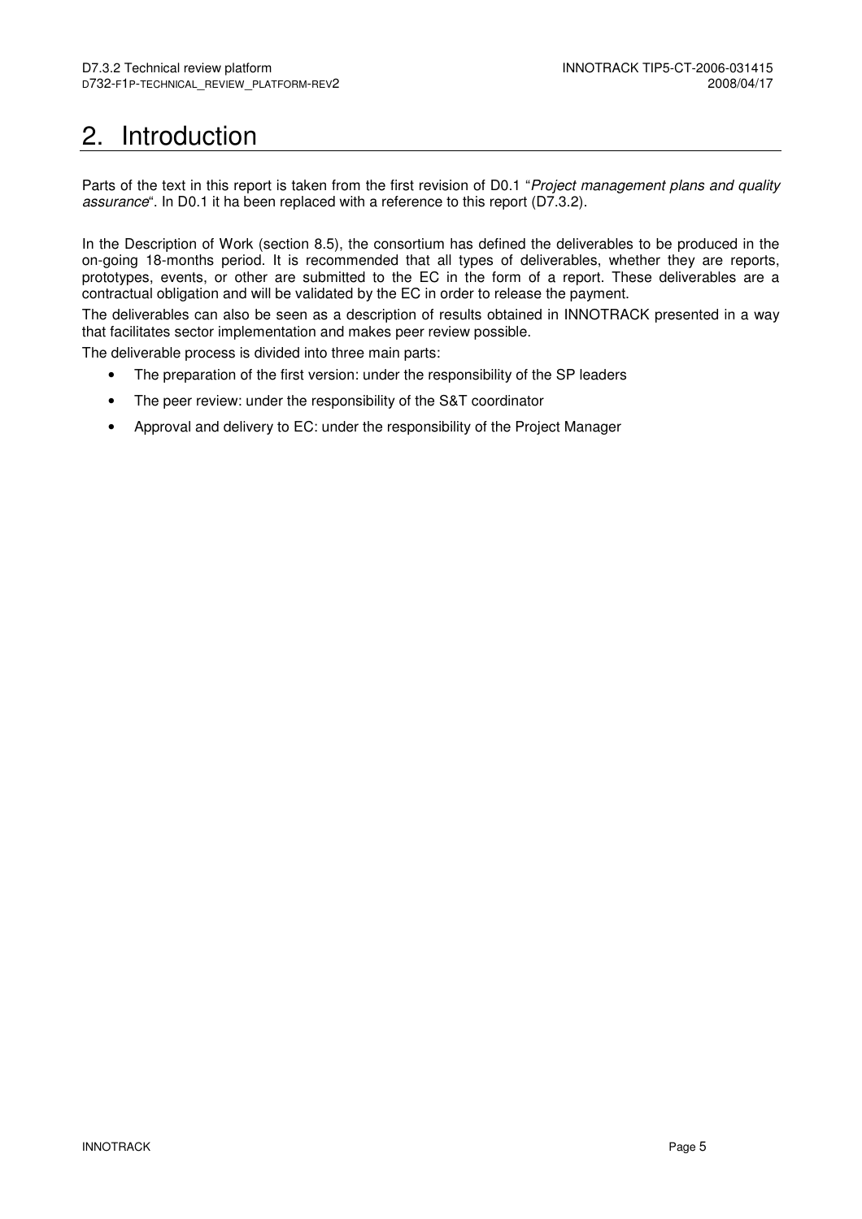# 2. Introduction

Parts of the text in this report is taken from the first revision of D0.1 "*Project management plans and quality assurance*". In D0.1 it ha been replaced with a reference to this report (D7.3.2).

In the Description of Work (section 8.5), the consortium has defined the deliverables to be produced in the on-going 18-months period. It is recommended that all types of deliverables, whether they are reports, prototypes, events, or other are submitted to the EC in the form of a report. These deliverables are a contractual obligation and will be validated by the EC in order to release the payment.

The deliverables can also be seen as a description of results obtained in INNOTRACK presented in a way that facilitates sector implementation and makes peer review possible.

The deliverable process is divided into three main parts:

- The preparation of the first version: under the responsibility of the SP leaders
- The peer review: under the responsibility of the S&T coordinator
- Approval and delivery to EC: under the responsibility of the Project Manager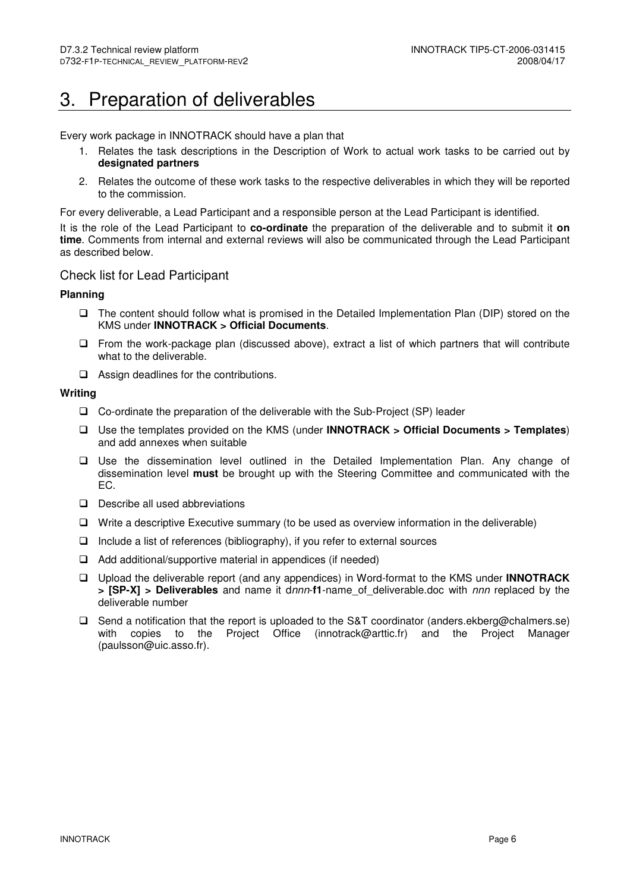# 3. Preparation of deliverables

Every work package in INNOTRACK should have a plan that

1. Relates the task descriptions in the Description of Work to actual work tasks to be carried out by **designated partners**
2. Relates the outcome of these work tasks to the respective deliverables in which they will be reported to the commission.

For every deliverable, a Lead Participant and a responsible person at the Lead Participant is identified.

It is the role of the Lead Participant to **co-ordinate** the preparation of the deliverable and to submit it **on time**. Comments from internal and external reviews will also be communicated through the Lead Participant as described below.

## Check list for Lead Participant

**Planning**

- ❑ The content should follow what is promised in the Detailed Implementation Plan (DIP) stored on the KMS under **INNOTRACK > Official Documents**.
- ❑ From the work-package plan (discussed above), extract a list of which partners that will contribute what to the deliverable.
- ❑ Assign deadlines for the contributions.

**Writing**

- ❑ Co-ordinate the preparation of the deliverable with the Sub-Project (SP) leader
- ❑ Use the templates provided on the KMS (under **INNOTRACK > Official Documents > Templates**) and add annexes when suitable
- ❑ Use the dissemination level outlined in the Detailed Implementation Plan. Any change of dissemination level **must** be brought up with the Steering Committee and communicated with the EC.
- ❑ Describe all used abbreviations
- ❑ Write a descriptive Executive summary (to be used as overview information in the deliverable)
- ❑ Include a list of references (bibliography), if you refer to external sources
- ❑ Add additional/supportive material in appendices (if needed)
- ❑ Upload the deliverable report (and any appendices) in Word-format to the KMS under **INNOTRACK > [SP-X] > Deliverables** and name it d*nnn*-**f1**-name_of_deliverable.doc with *nnn* replaced by the deliverable number
- ❑ Send a notification that the report is uploaded to the S&T coordinator (anders.ekberg@chalmers.se) with copies to the Project Office (innotrack@arttic.fr) and the Project Manager (paulsson@uic.asso.fr).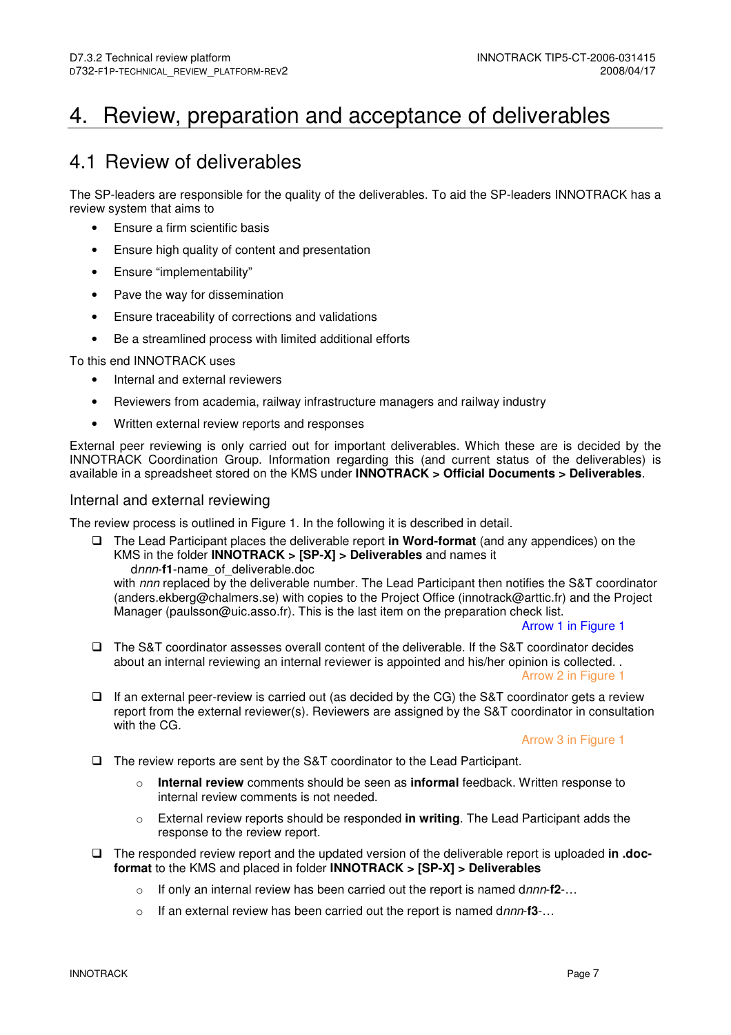# 4. Review, preparation and acceptance of deliverables

## 4.1 Review of deliverables

The SP-leaders are responsible for the quality of the deliverables. To aid the SP-leaders INNOTRACK has a review system that aims to

- Ensure a firm scientific basis
- Ensure high quality of content and presentation
- Ensure "implementability"
- Pave the way for dissemination
- Ensure traceability of corrections and validations
- Be a streamlined process with limited additional efforts

To this end INNOTRACK uses

- Internal and external reviewers
- Reviewers from academia, railway infrastructure managers and railway industry
- Written external review reports and responses

External peer reviewing is only carried out for important deliverables. Which these are is decided by the INNOTRACK Coordination Group. Information regarding this (and current status of the deliverables) is available in a spreadsheet stored on the KMS under **INNOTRACK > Official Documents > Deliverables**.

### Internal and external reviewing

The review process is outlined in Figure 1. In the following it is described in detail.

- ❑ The Lead Participant places the deliverable report **in Word-format** (and any appendices) on the KMS in the folder **INNOTRACK > [SP-X] > Deliverables** and names it

  d*nnn*-**f1**-name_of_deliverable.doc

  with *nnn* replaced by the deliverable number. The Lead Participant then notifies the S&T coordinator (anders.ekberg@chalmers.se) with copies to the Project Office (innotrack@arttic.fr) and the Project Manager (paulsson@uic.asso.fr). This is the last item on the preparation check list.

  Arrow 1 in Figure 1

- ❑ The S&T coordinator assesses overall content of the deliverable. If the S&T coordinator decides about an internal reviewing an internal reviewer is appointed and his/her opinion is collected. .

  Arrow 2 in Figure 1

- ❑ If an external peer-review is carried out (as decided by the CG) the S&T coordinator gets a review report from the external reviewer(s). Reviewers are assigned by the S&T coordinator in consultation with the CG.

  Arrow 3 in Figure 1

- ❑ The review reports are sent by the S&T coordinator to the Lead Participant.
  - **Internal review** comments should be seen as **informal** feedback. Written response to internal review comments is not needed.
  - External review reports should be responded **in writing**. The Lead Participant adds the response to the review report.
- ❑ The responded review report and the updated version of the deliverable report is uploaded **in .doc-format** to the KMS and placed in folder **INNOTRACK > [SP-X] > Deliverables**
  - If only an internal review has been carried out the report is named d*nnn*-**f2**-…
  - If an external review has been carried out the report is named d*nnn*-**f3**-…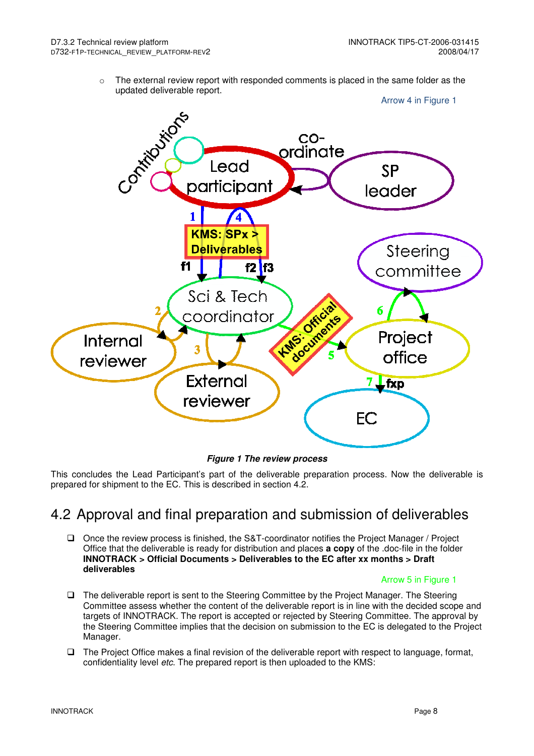- The external review report with responded comments is placed in the same folder as the updated deliverable report.

Arrow 4 in Figure 1

*Figure 1 The review process*

This concludes the Lead Participant's part of the deliverable preparation process. Now the deliverable is prepared for shipment to the EC. This is described in section 4.2.

## 4.2 Approval and final preparation and submission of deliverables

- Once the review process is finished, the S&T-coordinator notifies the Project Manager / Project Office that the deliverable is ready for distribution and places **a copy** of the .doc-file in the folder **INNOTRACK > Official Documents > Deliverables to the EC after xx months > Draft deliverables**

Arrow 5 in Figure 1

- The deliverable report is sent to the Steering Committee by the Project Manager. The Steering Committee assess whether the content of the deliverable report is in line with the decided scope and targets of INNOTRACK. The report is accepted or rejected by Steering Committee. The approval by the Steering Committee implies that the decision on submission to the EC is delegated to the Project Manager.
- The Project Office makes a final revision of the deliverable report with respect to language, format, confidentiality level *etc*. The prepared report is then uploaded to the KMS: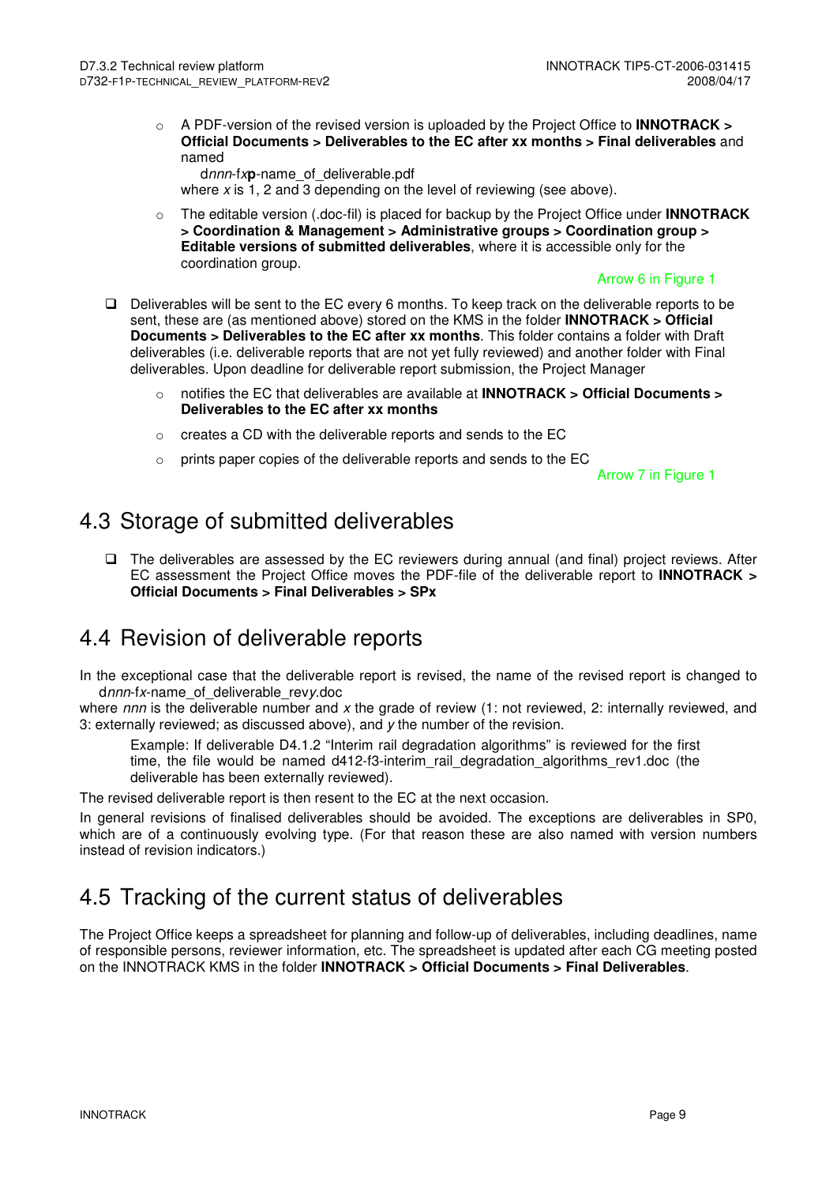- A PDF-version of the revised version is uploaded by the Project Office to **INNOTRACK > Official Documents > Deliverables to the EC after xx months > Final deliverables** and named

  d*nnn*-f*x***p**-name_of_deliverable.pdf

  where *x* is 1, 2 and 3 depending on the level of reviewing (see above).

- The editable version (.doc-fil) is placed for backup by the Project Office under **INNOTRACK > Coordination & Management > Administrative groups > Coordination group > Editable versions of submitted deliverables**, where it is accessible only for the coordination group.

  Arrow 6 in Figure 1

- Deliverables will be sent to the EC every 6 months. To keep track on the deliverable reports to be sent, these are (as mentioned above) stored on the KMS in the folder **INNOTRACK > Official Documents > Deliverables to the EC after xx months**. This folder contains a folder with Draft deliverables (i.e. deliverable reports that are not yet fully reviewed) and another folder with Final deliverables. Upon deadline for deliverable report submission, the Project Manager
  - notifies the EC that deliverables are available at **INNOTRACK > Official Documents > Deliverables to the EC after xx months**
  - creates a CD with the deliverable reports and sends to the EC
  - prints paper copies of the deliverable reports and sends to the EC

  Arrow 7 in Figure 1

## 4.3 Storage of submitted deliverables

- The deliverables are assessed by the EC reviewers during annual (and final) project reviews. After EC assessment the Project Office moves the PDF-file of the deliverable report to **INNOTRACK > Official Documents > Final Deliverables > SPx**

## 4.4 Revision of deliverable reports

In the exceptional case that the deliverable report is revised, the name of the revised report is changed to
d*nnn*-f*x*-name_of_deliverable_rev*y*.doc

where *nnn* is the deliverable number and *x* the grade of review (1: not reviewed, 2: internally reviewed, and 3: externally reviewed; as discussed above), and *y* the number of the revision.

Example: If deliverable D4.1.2 "Interim rail degradation algorithms" is reviewed for the first time, the file would be named d412-f3-interim_rail_degradation_algorithms_rev1.doc (the deliverable has been externally reviewed).

The revised deliverable report is then resent to the EC at the next occasion.

In general revisions of finalised deliverables should be avoided. The exceptions are deliverables in SP0, which are of a continuously evolving type. (For that reason these are also named with version numbers instead of revision indicators.)

## 4.5 Tracking of the current status of deliverables

The Project Office keeps a spreadsheet for planning and follow-up of deliverables, including deadlines, name of responsible persons, reviewer information, etc. The spreadsheet is updated after each CG meeting posted on the INNOTRACK KMS in the folder **INNOTRACK > Official Documents > Final Deliverables**.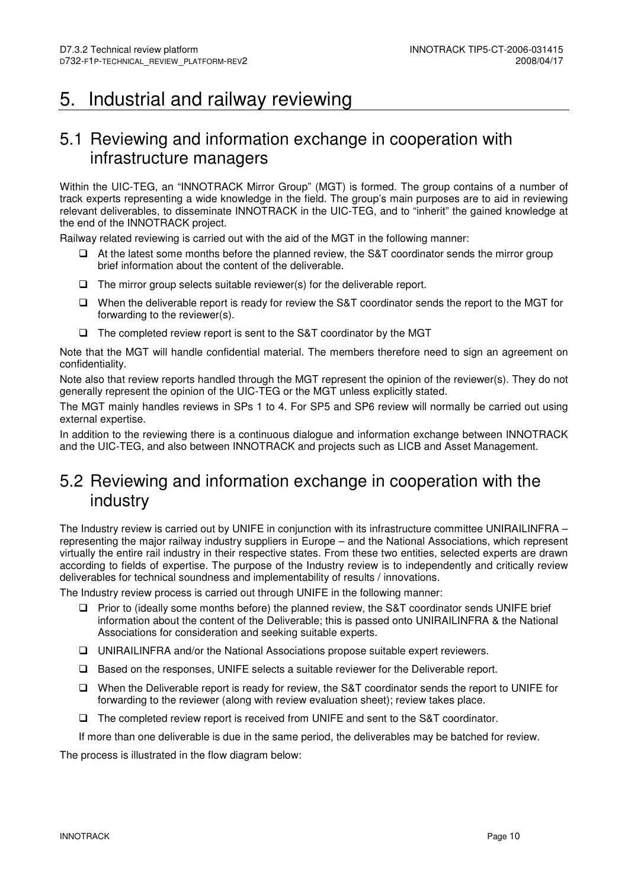# 5. Industrial and railway reviewing

## 5.1 Reviewing and information exchange in cooperation with infrastructure managers

Within the UIC-TEG, an "INNOTRACK Mirror Group" (MGT) is formed. The group contains of a number of track experts representing a wide knowledge in the field. The group's main purposes are to aid in reviewing relevant deliverables, to disseminate INNOTRACK in the UIC-TEG, and to "inherit" the gained knowledge at the end of the INNOTRACK project.

Railway related reviewing is carried out with the aid of the MGT in the following manner:

- At the latest some months before the planned review, the S&T coordinator sends the mirror group brief information about the content of the deliverable.
- The mirror group selects suitable reviewer(s) for the deliverable report.
- When the deliverable report is ready for review the S&T coordinator sends the report to the MGT for forwarding to the reviewer(s).
- The completed review report is sent to the S&T coordinator by the MGT

Note that the MGT will handle confidential material. The members therefore need to sign an agreement on confidentiality.

Note also that review reports handled through the MGT represent the opinion of the reviewer(s). They do not generally represent the opinion of the UIC-TEG or the MGT unless explicitly stated.

The MGT mainly handles reviews in SPs 1 to 4. For SP5 and SP6 review will normally be carried out using external expertise.

In addition to the reviewing there is a continuous dialogue and information exchange between INNOTRACK and the UIC-TEG, and also between INNOTRACK and projects such as LICB and Asset Management.

## 5.2 Reviewing and information exchange in cooperation with the industry

The Industry review is carried out by UNIFE in conjunction with its infrastructure committee UNIRAILINFRA – representing the major railway industry suppliers in Europe – and the National Associations, which represent virtually the entire rail industry in their respective states. From these two entities, selected experts are drawn according to fields of expertise. The purpose of the Industry review is to independently and critically review deliverables for technical soundness and implementability of results / innovations.

The Industry review process is carried out through UNIFE in the following manner:

- Prior to (ideally some months before) the planned review, the S&T coordinator sends UNIFE brief information about the content of the Deliverable; this is passed onto UNIRAILINFRA & the National Associations for consideration and seeking suitable experts.
- UNIRAILINFRA and/or the National Associations propose suitable expert reviewers.
- Based on the responses, UNIFE selects a suitable reviewer for the Deliverable report.
- When the Deliverable report is ready for review, the S&T coordinator sends the report to UNIFE for forwarding to the reviewer (along with review evaluation sheet); review takes place.
- The completed review report is received from UNIFE and sent to the S&T coordinator.

If more than one deliverable is due in the same period, the deliverables may be batched for review.

The process is illustrated in the flow diagram below: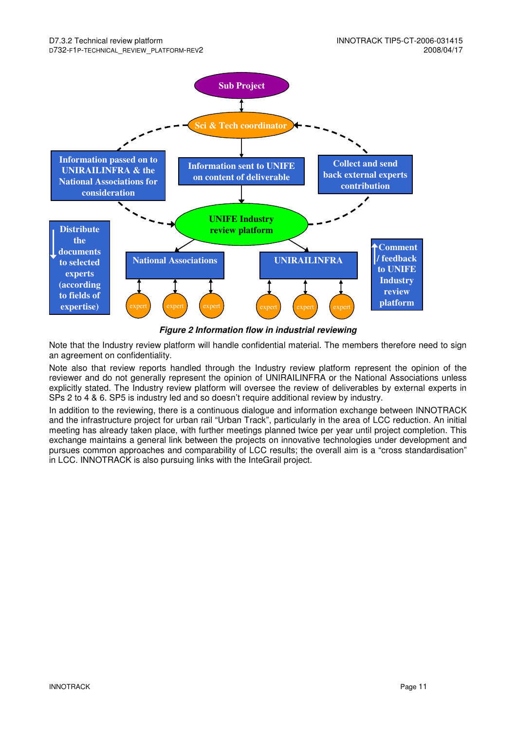Sub Project

Sci & Tech coordinator

Information passed on to UNIRAILINFRA & the National Associations for consideration

Information sent to UNIFE on content of deliverable

Collect and send back external experts contribution

UNIFE Industry review platform

Distribute the documents to selected experts (according to fields of expertise)

National Associations

UNIRAILINFRA

Comment / feedback to UNIFE Industry review platform

expert

expert

expert

expert

expert

expert

***Figure 2 Information flow in industrial reviewing***

Note that the Industry review platform will handle confidential material. The members therefore need to sign an agreement on confidentiality.

Note also that review reports handled through the Industry review platform represent the opinion of the reviewer and do not generally represent the opinion of UNIRAILINFRA or the National Associations unless explicitly stated. The Industry review platform will oversee the review of deliverables by external experts in SPs 2 to 4 & 6. SP5 is industry led and so doesn't require additional review by industry.

In addition to the reviewing, there is a continuous dialogue and information exchange between INNOTRACK and the infrastructure project for urban rail "Urban Track", particularly in the area of LCC reduction. An initial meeting has already taken place, with further meetings planned twice per year until project completion. This exchange maintains a general link between the projects on innovative technologies under development and pursues common approaches and comparability of LCC results; the overall aim is a "cross standardisation" in LCC. INNOTRACK is also pursuing links with the InteGrail project.